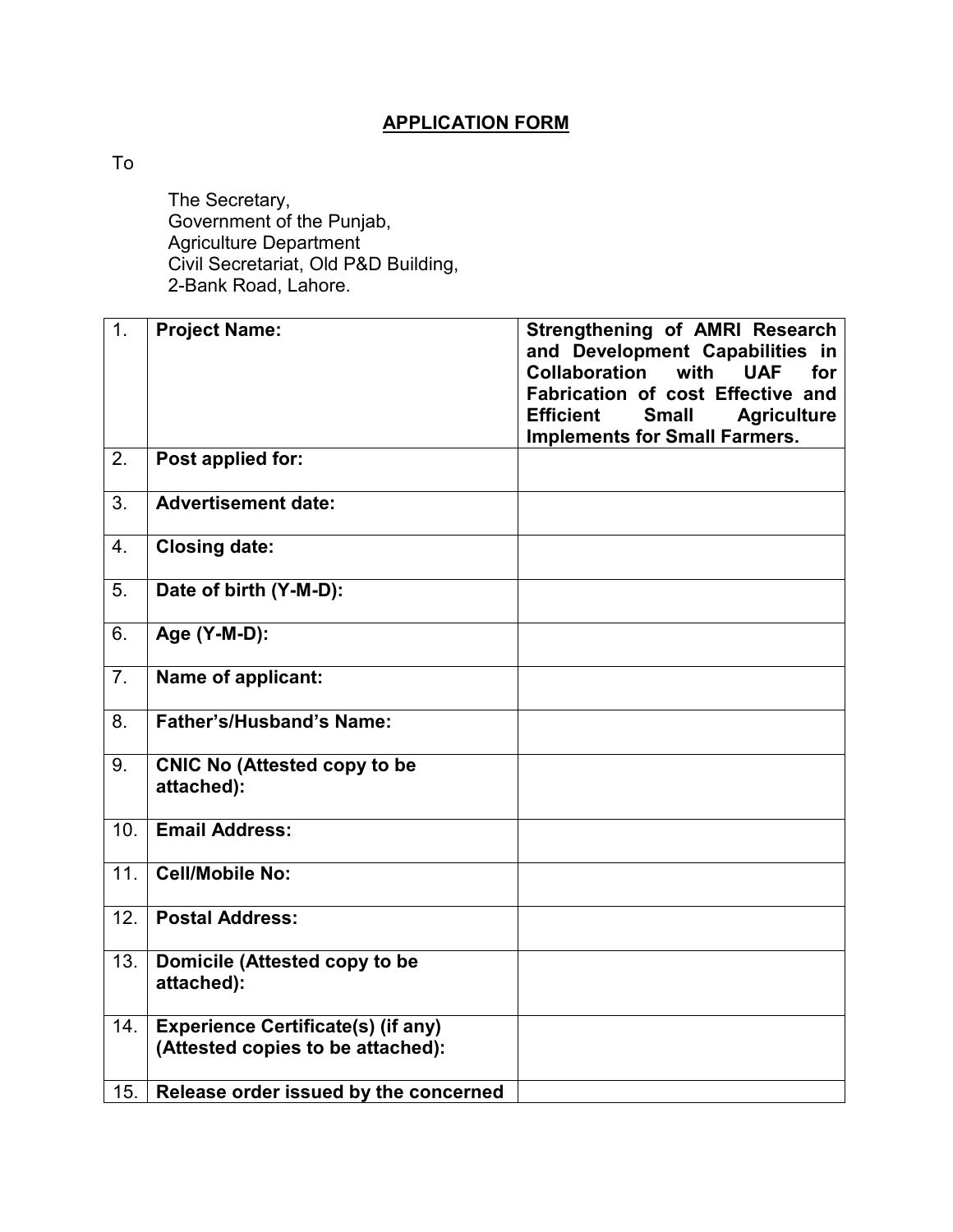# APPLICATION FORM

To

The Secretary,
Government of the Punjab,
Agriculture Department
Civil Secretariat, Old P&D Building,
2-Bank Road, Lahore.

| | | |
|---|---|---|
| 1. | **Project Name:** | **Strengthening of AMRI Research and Development Capabilities in Collaboration with UAF for Fabrication of cost Effective and Efficient Small Agriculture Implements for Small Farmers.** |
| 2. | **Post applied for:** | |
| 3. | **Advertisement date:** | |
| 4. | **Closing date:** | |
| 5. | **Date of birth (Y-M-D):** | |
| 6. | **Age (Y-M-D):** | |
| 7. | **Name of applicant:** | |
| 8. | **Father's/Husband's Name:** | |
| 9. | **CNIC No (Attested copy to be attached):** | |
| 10. | **Email Address:** | |
| 11. | **Cell/Mobile No:** | |
| 12. | **Postal Address:** | |
| 13. | **Domicile (Attested copy to be attached):** | |
| 14. | **Experience Certificate(s) (if any) (Attested copies to be attached):** | |
| 15. | **Release order issued by the concerned** | |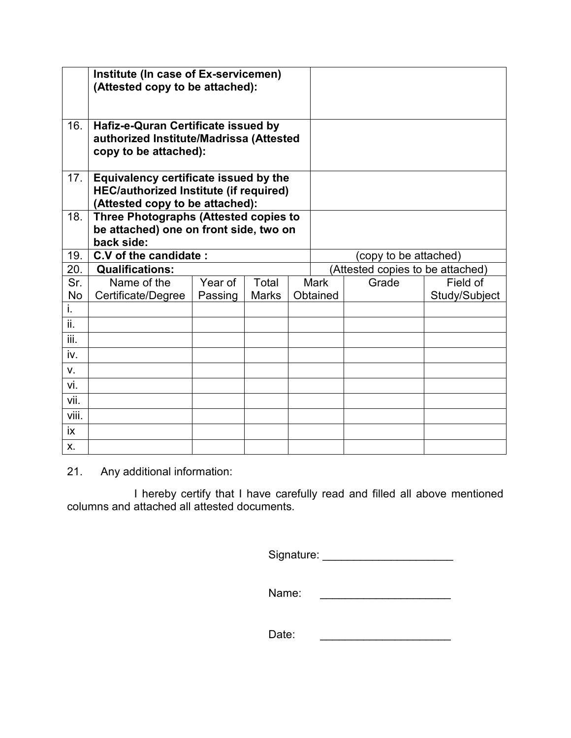| | | |
|---|---|---|
| | **Institute (In case of Ex-servicemen) (Attested copy to be attached):** | |
| 16. | **Hafiz-e-Quran Certificate issued by authorized Institute/Madrissa (Attested copy to be attached):** | |
| 17. | **Equivalency certificate issued by the HEC/authorized Institute (if required) (Attested copy to be attached):** | |
| 18. | **Three Photographs (Attested copies to be attached) one on front side, two on back side:** | |
| 19. | **C.V of the candidate :** | (copy to be attached) |
| 20. | **Qualifications:** | (Attested copies to be attached) |

| Sr. No | Name of the Certificate/Degree | Year of Passing | Total Marks | Mark Obtained | Grade | Field of Study/Subject |
|---|---|---|---|---|---|---|
| i. | | | | | | |
| ii. | | | | | | |
| iii. | | | | | | |
| iv. | | | | | | |
| v. | | | | | | |
| vi. | | | | | | |
| vii. | | | | | | |
| viii. | | | | | | |
| ix | | | | | | |
| x. | | | | | | |

21. Any additional information:

I hereby certify that I have carefully read and filled all above mentioned columns and attached all attested documents.

Signature: _____________________

Name: _____________________

Date: _____________________